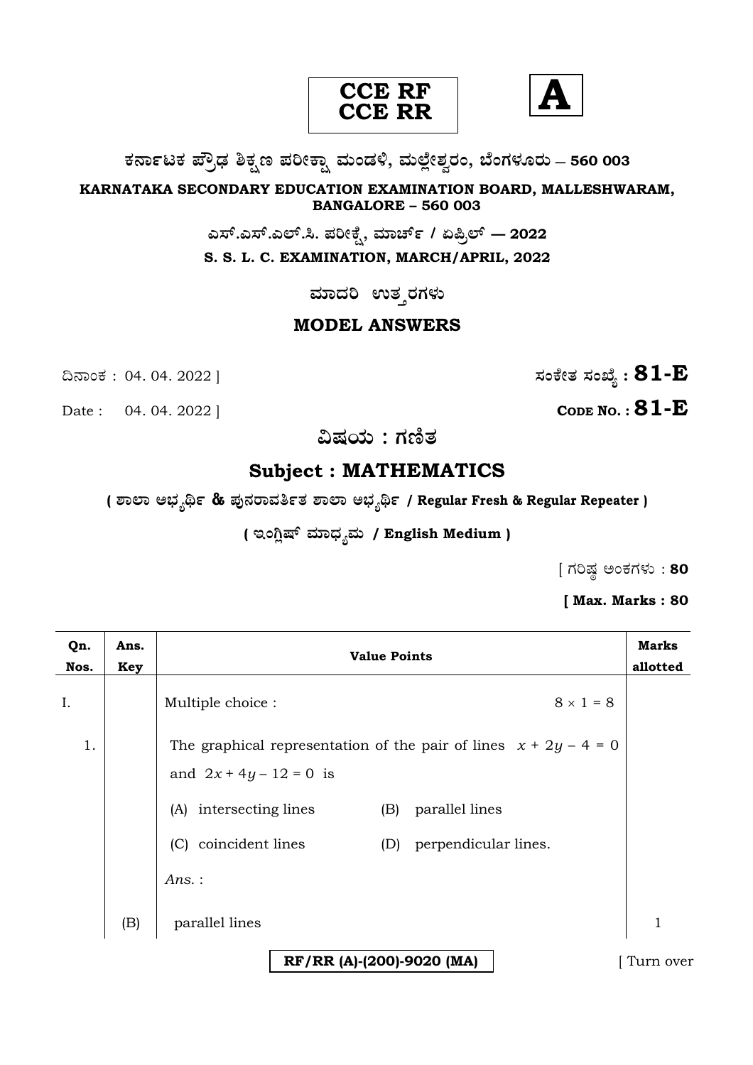**CCE RF**
**CCE RR**

**A**

**ಕರ್ನಾಟಕ ಪ್ರೌಢ ಶಿಕ್ಷಣ ಪರೀಕ್ಷಾ ಮಂಡಳಿ, ಮಲ್ಲೇಶ್ವರಂ, ಬೆಂಗಳೂರು – 560 003**

**KARNATAKA SECONDARY EDUCATION EXAMINATION BOARD, MALLESHWARAM, BANGALORE – 560 003**

**ಎಸ್.ಎಸ್.ಎಲ್.ಸಿ. ಪರೀಕ್ಷೆ, ಮಾರ್ಚ್ / ಏಪ್ರಿಲ್ — 2022**

**S. S. L. C. EXAMINATION, MARCH/APRIL, 2022**

**ಮಾದರಿ ಉತ್ತರಗಳು**

## MODEL ANSWERS

ದಿನಾಂಕ : 04. 04. 2022 ] **ಸಂಕೇತ ಸಂಖ್ಯೆ : 81-E**

Date : 04. 04. 2022 ] **CODE NO. : 81-E**

**ವಿಷಯ : ಗಣಿತ**

## Subject : MATHEMATICS

**( ಶಾಲಾ ಅಭ್ಯರ್ಥಿ & ಪುನರಾವರ್ತಿತ ಶಾಲಾ ಅಭ್ಯರ್ಥಿ / Regular Fresh & Regular Repeater )**

**( ಇಂಗ್ಲಿಷ್ ಮಾಧ್ಯಮ / English Medium )**

[ ಗರಿಷ್ಠ ಅಂಕಗಳು : **80**

**[ Max. Marks : 80**

| Qn. Nos. | Ans. Key | Value Points | Marks allotted |
|---|---|---|---|
| I. | | Multiple choice : $8 \times 1 = 8$ | |
| 1. | | The graphical representation of the pair of lines $x + 2y - 4 = 0$ and $2x + 4y - 12 = 0$ is<br>(A) intersecting lines (B) parallel lines<br>(C) coincident lines (D) perpendicular lines.<br>*Ans.* : | |
| | (B) | parallel lines | 1 |

**RF/RR (A)-(200)-9020 (MA)**

[ Turn over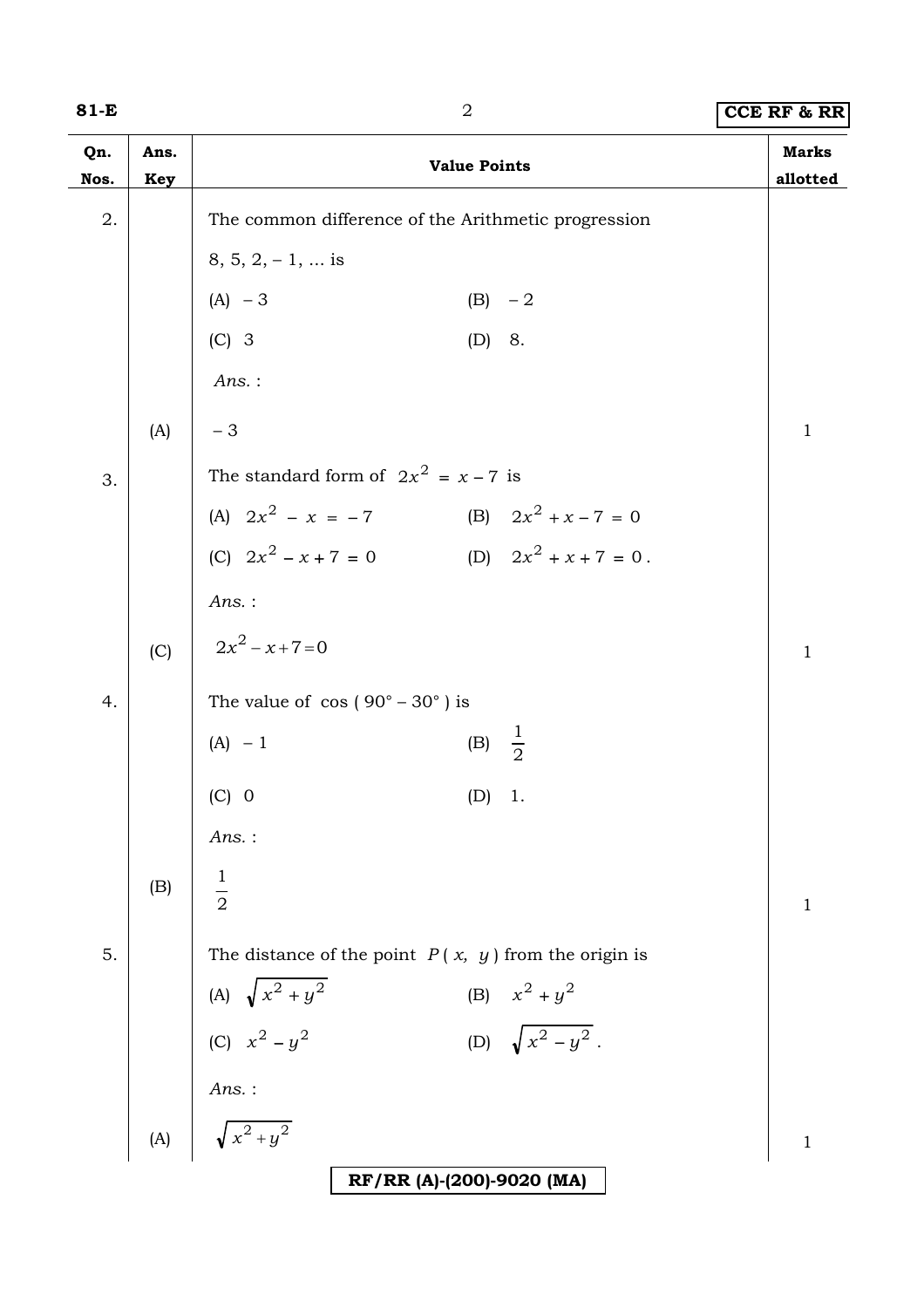| Qn. Nos. | Ans. Key | Value Points | Marks allotted |
|---|---|---|---|
| 2. | | The common difference of the Arithmetic progression 8, 5, 2, – 1, ... is<br>(A) – 3 (B) – 2<br>(C) 3 (D) 8.<br>*Ans.* : | |
| | (A) | – 3 | 1 |
| 3. | | The standard form of $2x^2 = x - 7$ is<br>(A) $2x^2 - x = -7$ (B) $2x^2 + x - 7 = 0$<br>(C) $2x^2 - x + 7 = 0$ (D) $2x^2 + x + 7 = 0$.<br>*Ans.* : | |
| | (C) | $2x^2 - x + 7 = 0$ | 1 |
| 4. | | The value of $\cos(90° - 30°)$ is<br>(A) – 1 (B) $\frac{1}{2}$<br>(C) 0 (D) 1.<br>*Ans.* : | |
| | (B) | $\frac{1}{2}$ | 1 |
| 5. | | The distance of the point $P(x, y)$ from the origin is<br>(A) $\sqrt{x^2 + y^2}$ (B) $x^2 + y^2$<br>(C) $x^2 - y^2$ (D) $\sqrt{x^2 - y^2}$.<br>*Ans.* : | |
| | (A) | $\sqrt{x^2 + y^2}$ | 1 |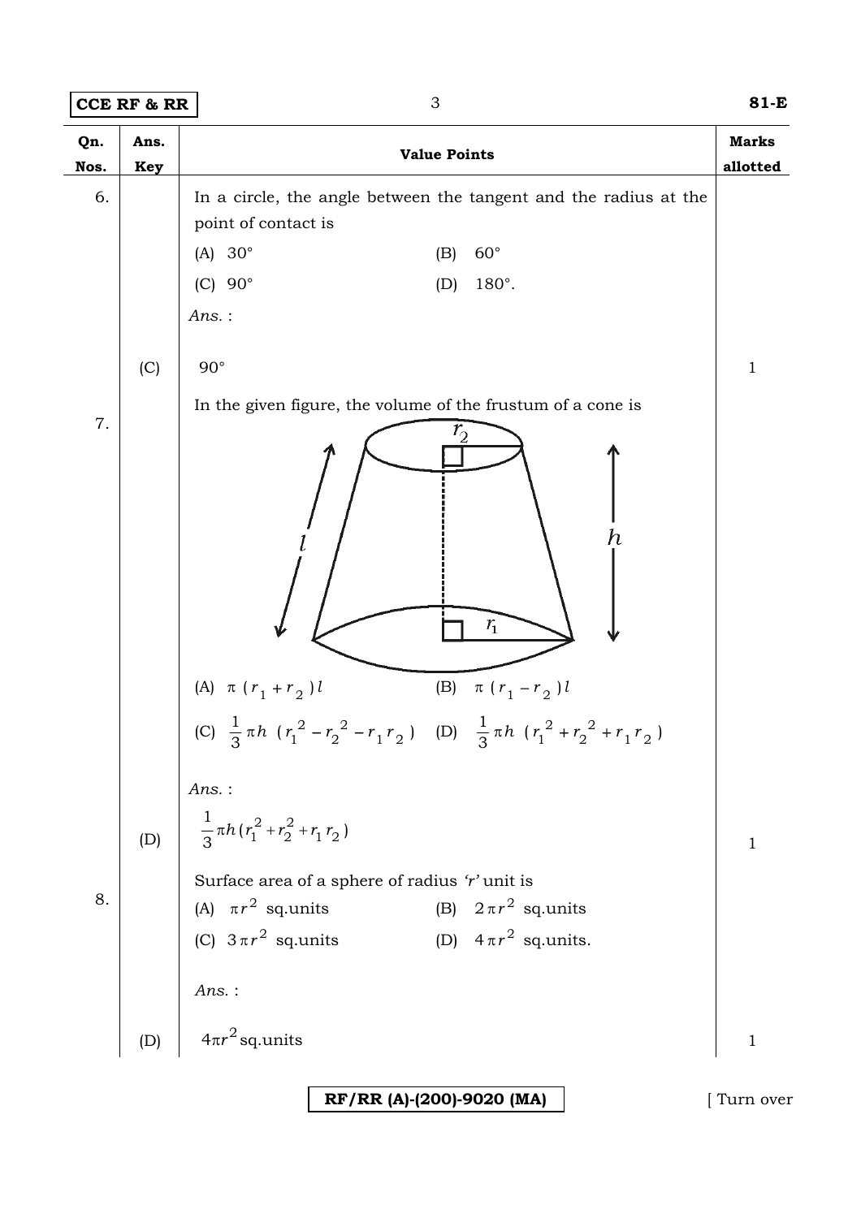| Qn. Nos. | Ans. Key | Value Points | Marks allotted |
|---|---|---|---|
| 6. | | In a circle, the angle between the tangent and the radius at the point of contact is<br>(A) $30^\circ$ (B) $60^\circ$<br>(C) $90^\circ$ (D) $180^\circ$.<br>*Ans.* : | |
| | (C) | $90^\circ$ | 1 |
| 7. | | In the given figure, the volume of the frustum of a cone is<br>(A) $\pi(r_1 + r_2)l$ (B) $\pi(r_1 - r_2)l$<br>(C) $\frac{1}{3}\pi h(r_1^2 - r_2^2 - r_1 r_2)$ (D) $\frac{1}{3}\pi h(r_1^2 + r_2^2 + r_1 r_2)$<br>*Ans.* : | |
| | (D) | $\frac{1}{3}\pi h(r_1^2 + r_2^2 + r_1 r_2)$ | 1 |
| 8. | | Surface area of a sphere of radius '*r*' unit is<br>(A) $\pi r^2$ sq.units (B) $2\pi r^2$ sq.units<br>(C) $3\pi r^2$ sq.units (D) $4\pi r^2$ sq.units.<br>*Ans.* : | |
| | (D) | $4\pi r^2$ sq.units | 1 |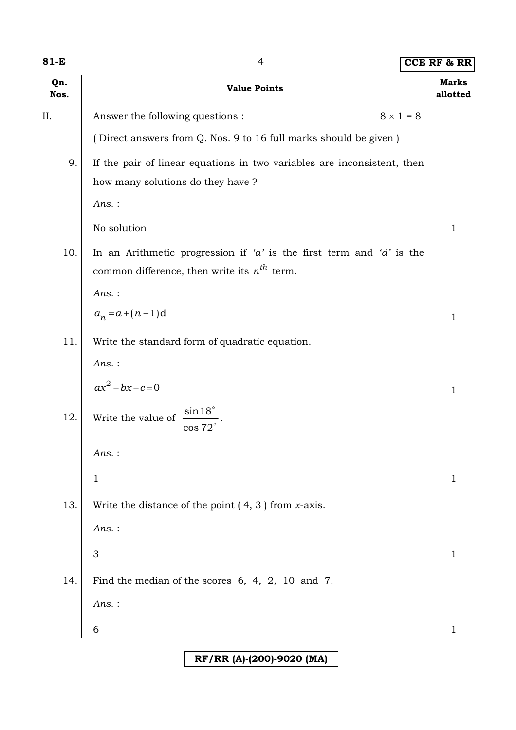| Qn. Nos. | Value Points | Marks allotted |
|---|---|---|
| II. | Answer the following questions : $8 \times 1 = 8$ | |
| | ( Direct answers from Q. Nos. 9 to 16 full marks should be given ) | |
| 9. | If the pair of linear equations in two variables are inconsistent, then how many solutions do they have ? | |
| | *Ans.* : | |
| | No solution | 1 |
| 10. | In an Arithmetic progression if *'a'* is the first term and *'d'* is the common difference, then write its $n^{th}$ term. | |
| | *Ans.* : | |
| | $a_n = a + (n-1)d$ | 1 |
| 11. | Write the standard form of quadratic equation. | |
| | *Ans.* : | |
| | $ax^2 + bx + c = 0$ | 1 |
| 12. | Write the value of $\dfrac{\sin 18^\circ}{\cos 72^\circ}$. | |
| | *Ans.* : | |
| | 1 | 1 |
| 13. | Write the distance of the point ( 4, 3 ) from *x*-axis. | |
| | *Ans.* : | |
| | 3 | 1 |
| 14. | Find the median of the scores 6, 4, 2, 10 and 7. | |
| | *Ans.* : | |
| | 6 | 1 |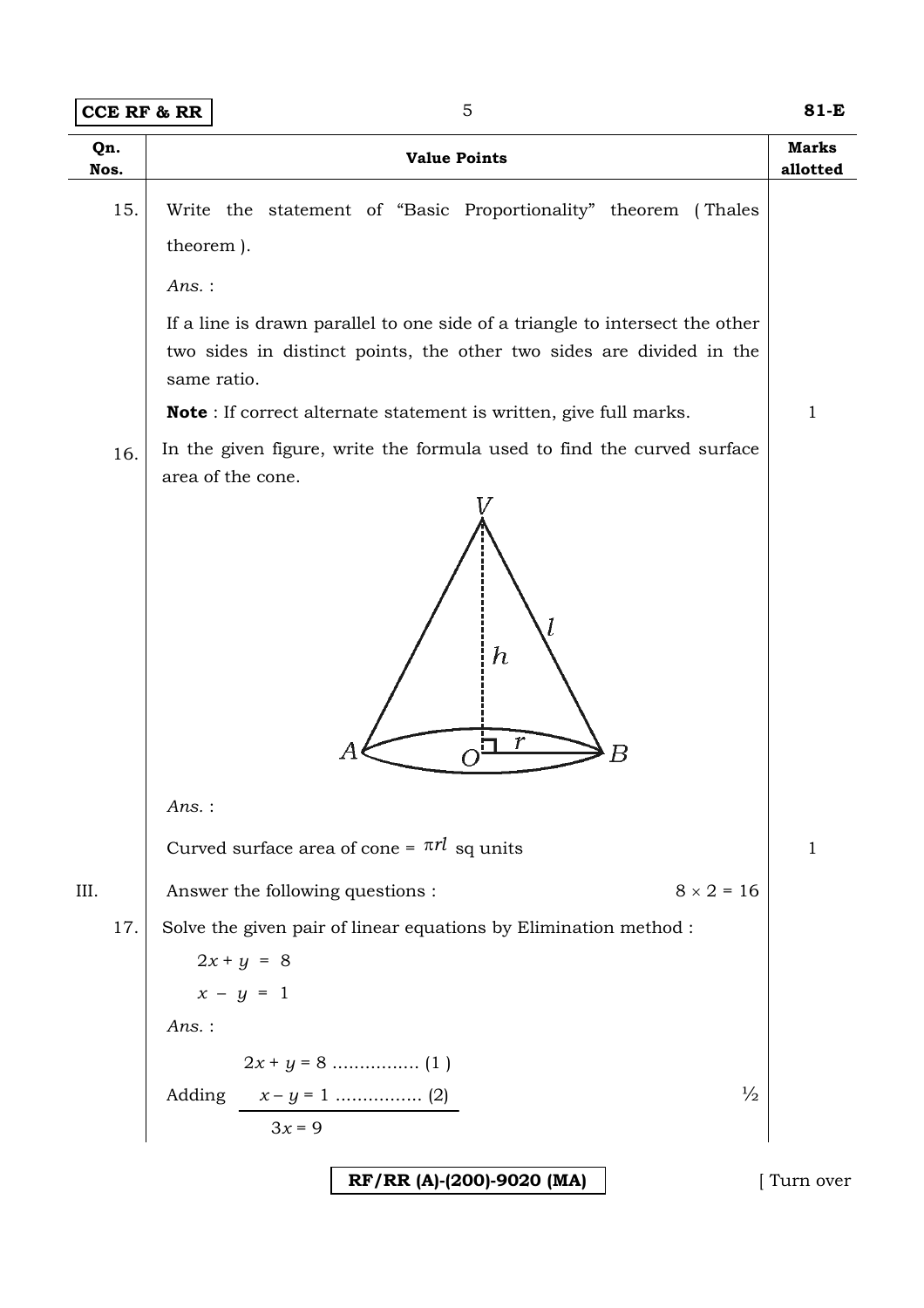| Qn. Nos. | Value Points | Marks allotted |
|---|---|---|
| 15. | Write the statement of "Basic Proportionality" theorem ( Thales theorem ). | |
| | *Ans.* : | |
| | If a line is drawn parallel to one side of a triangle to intersect the other two sides in distinct points, the other two sides are divided in the same ratio. | |
| | **Note** : If correct alternate statement is written, give full marks. | 1 |
| 16. | In the given figure, write the formula used to find the curved surface area of the cone. | |
| | *Ans.* : | |
| | Curved surface area of cone = $\pi rl$ sq units | 1 |
| III. | Answer the following questions : $8 \times 2 = 16$ | |
| 17. | Solve the given pair of linear equations by Elimination method : | |
| | $2x + y = 8$ | |
| | $x - y = 1$ | |
| | *Ans.* : | |
| | $2x + y = 8$ ................ (1) | |
| | Adding $x - y = 1$ ................ (2) | ½ |
| | $3x = 9$ | |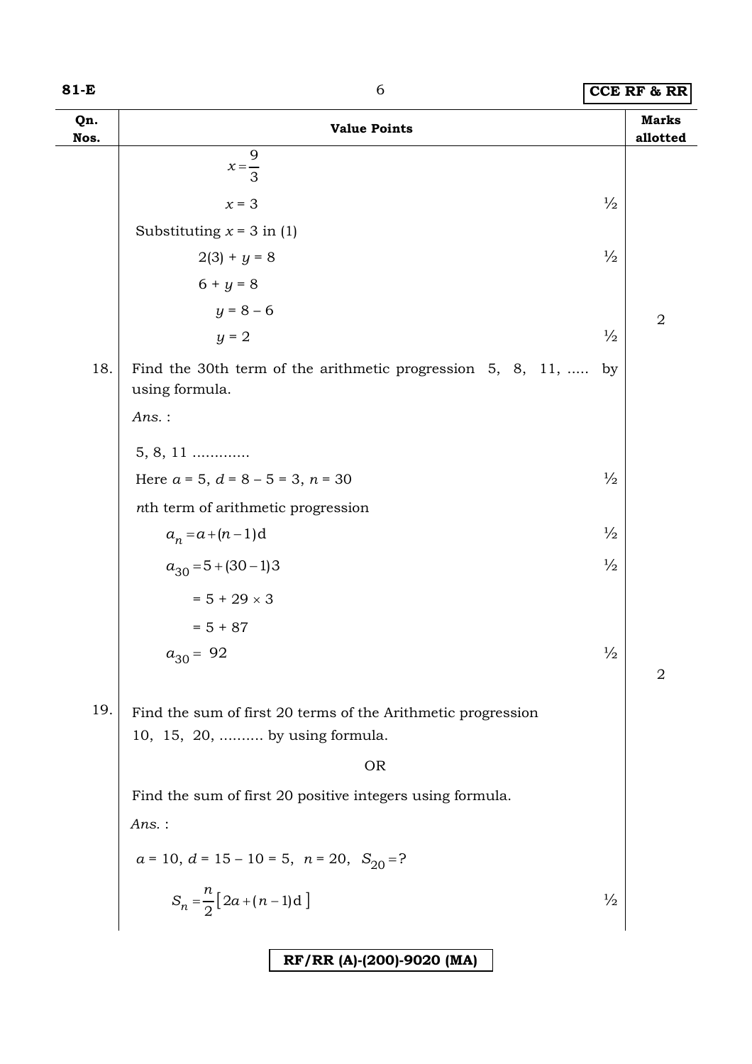| Qn. Nos. | Value Points | | Marks allotted |
|---|---|---|---|
| | $x = \frac{9}{3}$ | | |
| | $x = 3$ | ½ | |
| | Substituting $x = 3$ in (1) | | |
| | $2(3) + y = 8$ | ½ | |
| | $6 + y = 8$ | | |
| | $y = 8 - 6$ | | |
| | $y = 2$ | ½ | 2 |
| 18. | Find the 30th term of the arithmetic progression 5, 8, 11, ..... by using formula. | | |
| | *Ans.* : | | |
| | 5, 8, 11 ............ | | |
| | Here $a = 5$, $d = 8 - 5 = 3$, $n = 30$ | ½ | |
| | $n$th term of arithmetic progression | | |
| | $a_n = a + (n-1)d$ | ½ | |
| | $a_{30} = 5 + (30-1)3$ | ½ | |
| | $= 5 + 29 \times 3$ | | |
| | $= 5 + 87$ | | |
| | $a_{30} = 92$ | ½ | 2 |
| 19. | Find the sum of first 20 terms of the Arithmetic progression 10, 15, 20, .......... by using formula. | | |
| | OR | | |
| | Find the sum of first 20 positive integers using formula. | | |
| | *Ans.* : | | |
| | $a = 10$, $d = 15 - 10 = 5$, $n = 20$, $S_{20} = ?$ | | |
| | $S_n = \frac{n}{2}\left[2a + (n-1)d\right]$ | ½ | |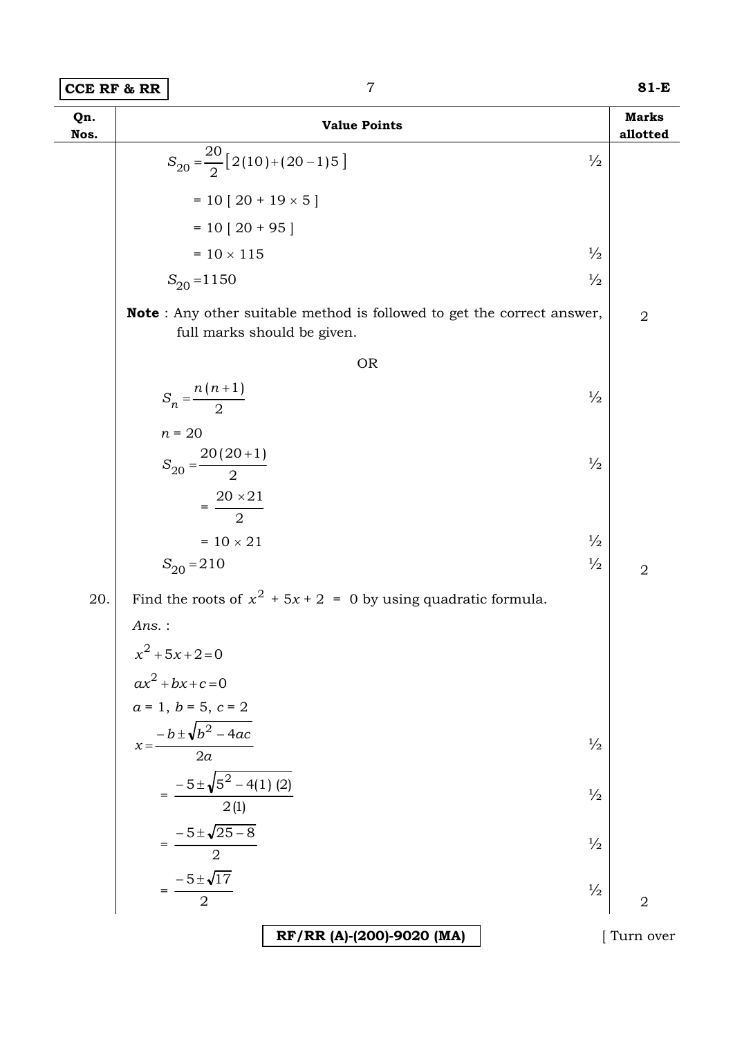| Qn. Nos. | Value Points | | Marks allotted |
|---|---|---|---|
| | $S_{20} = \frac{20}{2}[2(10)+(20-1)5]$ | ½ | |
| | $= 10 [ 20 + 19 \times 5 ]$ | | |
| | $= 10 [ 20 + 95 ]$ | | |
| | $= 10 \times 115$ | ½ | |
| | $S_{20} = 1150$ | ½ | |
| | **Note** : Any other suitable method is followed to get the correct answer, full marks should be given. | | 2 |
| | OR | | |
| | $S_n = \frac{n(n+1)}{2}$ | ½ | |
| | $n = 20$ | | |
| | $S_{20} = \frac{20(20+1)}{2}$ | ½ | |
| | $= \frac{20 \times 21}{2}$ | | |
| | $= 10 \times 21$ | ½ | |
| | $S_{20} = 210$ | ½ | 2 |
| 20. | Find the roots of $x^2 + 5x + 2 = 0$ by using quadratic formula. | | |
| | *Ans.* : | | |
| | $x^2 + 5x + 2 = 0$ | | |
| | $ax^2 + bx + c = 0$ | | |
| | $a = 1,\ b = 5,\ c = 2$ | | |
| | $x = \frac{-b \pm \sqrt{b^2 - 4ac}}{2a}$ | ½ | |
| | $= \frac{-5 \pm \sqrt{5^2 - 4(1)(2)}}{2(1)}$ | ½ | |
| | $= \frac{-5 \pm \sqrt{25 - 8}}{2}$ | ½ | |
| | $= \frac{-5 \pm \sqrt{17}}{2}$ | ½ | 2 |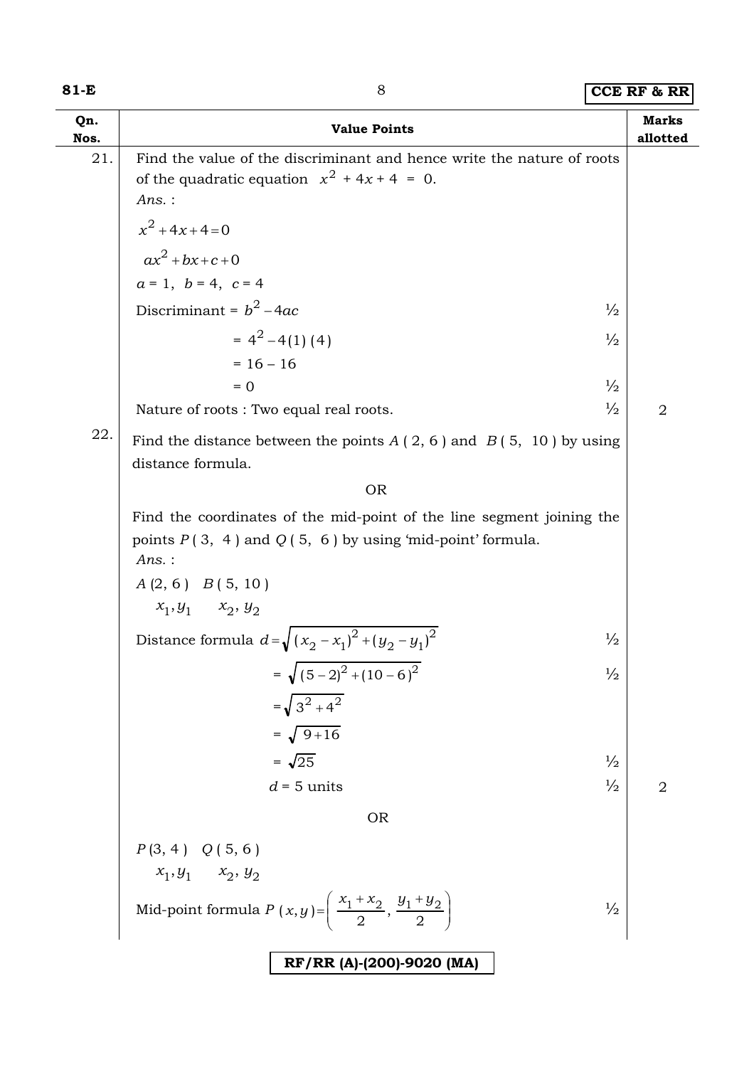| Qn. Nos. | Value Points | | Marks allotted |
|---|---|---|---|
| 21. | Find the value of the discriminant and hence write the nature of roots of the quadratic equation $x^2 + 4x + 4 = 0$. | | |
| | *Ans.* : | | |
| | $x^2 + 4x + 4 = 0$ | | |
| | $ax^2 + bx + c + 0$ | | |
| | $a = 1, \ b = 4, \ c = 4$ | | |
| | Discriminant = $b^2 - 4ac$ | ½ | |
| | $= 4^2 - 4(1)(4)$ | ½ | |
| | $= 16 - 16$ | | |
| | $= 0$ | ½ | |
| | Nature of roots : Two equal real roots. | ½ | 2 |
| 22. | Find the distance between the points $A(2, 6)$ and $B(5, 10)$ by using distance formula. | | |
| | OR | | |
| | Find the coordinates of the mid-point of the line segment joining the points $P(3, 4)$ and $Q(5, 6)$ by using 'mid-point' formula. | | |
| | *Ans.* : | | |
| | $A(2, 6)$ $B(5, 10)$ | | |
| | $x_1, y_1$ $x_2, y_2$ | | |
| | Distance formula $d = \sqrt{(x_2 - x_1)^2 + (y_2 - y_1)^2}$ | ½ | |
| | $= \sqrt{(5-2)^2 + (10-6)^2}$ | ½ | |
| | $= \sqrt{3^2 + 4^2}$ | | |
| | $= \sqrt{9 + 16}$ | | |
| | $= \sqrt{25}$ | ½ | |
| | $d = 5$ units | ½ | 2 |
| | OR | | |
| | $P(3, 4)$ $Q(5, 6)$ | | |
| | $x_1, y_1$ $x_2, y_2$ | | |
| | Mid-point formula $P(x, y) = \left( \dfrac{x_1 + x_2}{2}, \dfrac{y_1 + y_2}{2} \right)$ | ½ | |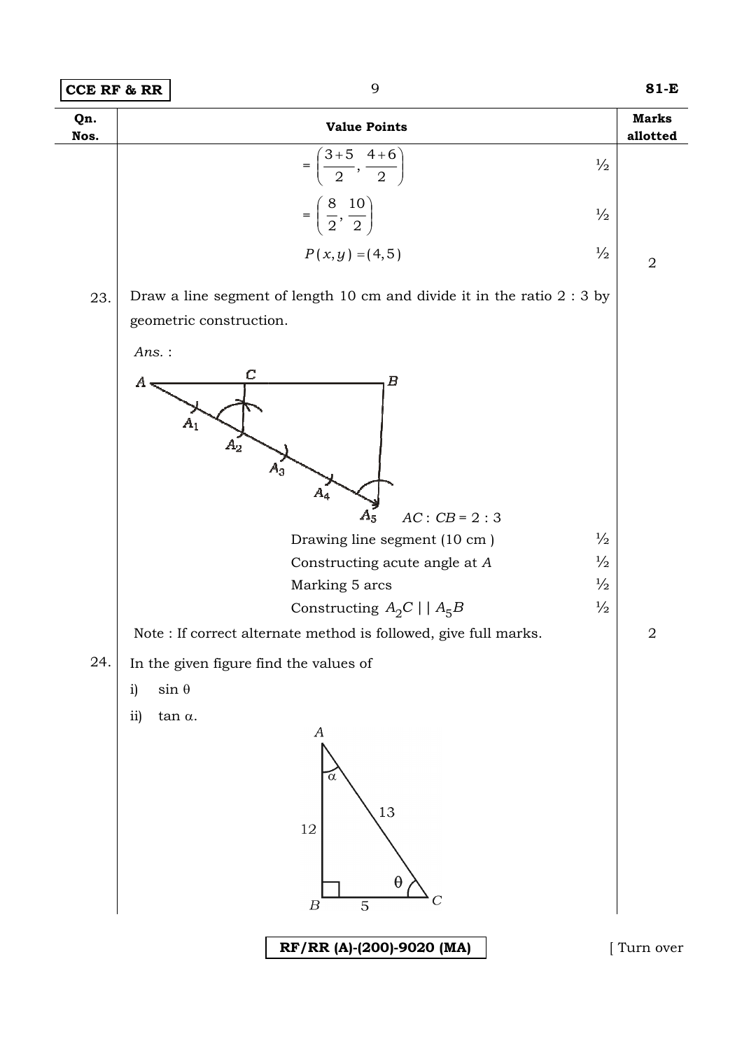| Qn. Nos. | Value Points | | Marks allotted |
|---|---|---|---|
| | $= \left(\frac{3+5}{2}, \frac{4+6}{2}\right)$ | ½ | |
| | $= \left(\frac{8}{2}, \frac{10}{2}\right)$ | ½ | |
| | $P(x, y) = (4, 5)$ | ½ | 2 |

**23.** Draw a line segment of length 10 cm and divide it in the ratio 2 : 3 by geometric construction.

*Ans.* :

$AC : CB = 2 : 3$

| Value Points | | Marks allotted |
|---|---|---|
| Drawing line segment (10 cm ) | ½ | |
| Constructing acute angle at $A$ | ½ | |
| Marking 5 arcs | ½ | |
| Constructing $A_2C \mid\mid A_5B$ | ½ | |

Note : If correct alternate method is followed, give full marks. **2**

**24.** In the given figure find the values of

i) $\sin \theta$

ii) $\tan \alpha$.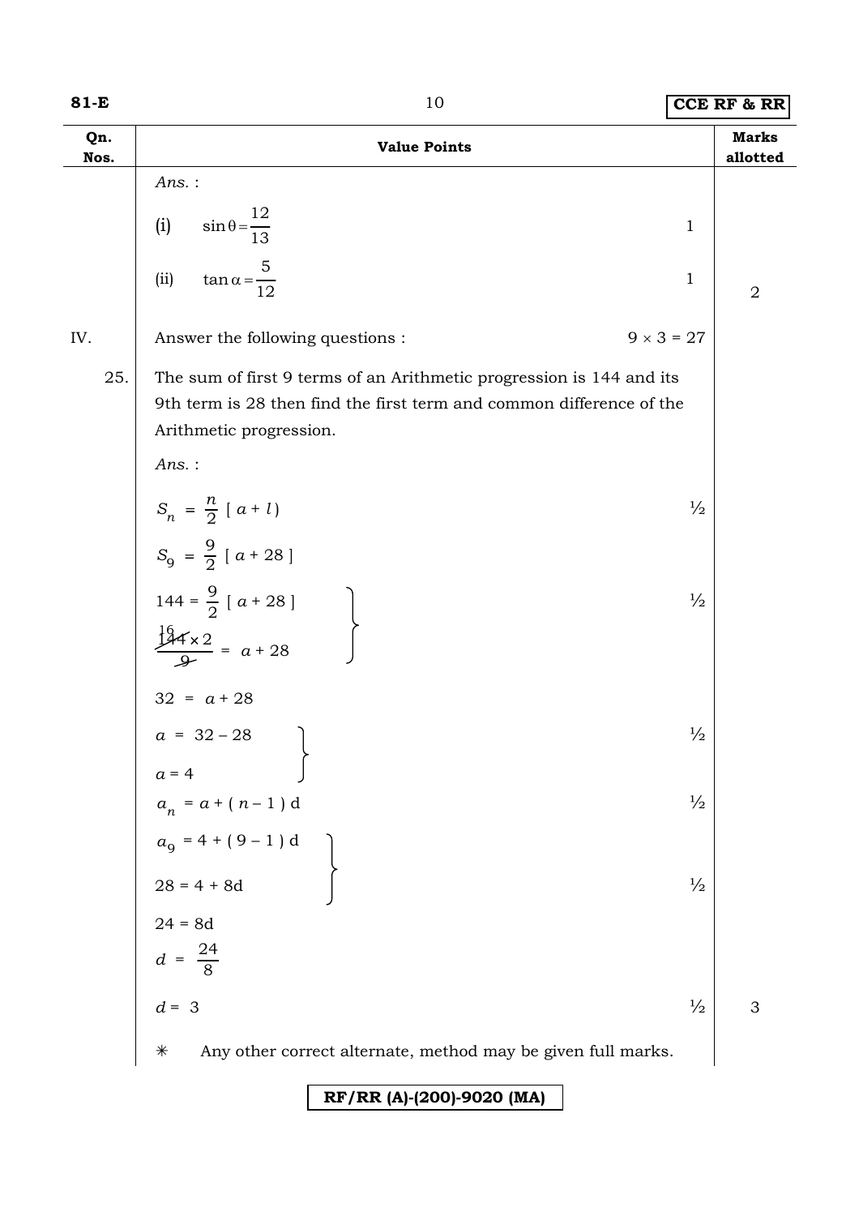| Qn. Nos. | Value Points | Marks allotted |
|---|---|---|
| | *Ans.* : | |
| | (i) $\sin\theta = \frac{12}{13}$ — 1 | |
| | (ii) $\tan\alpha = \frac{5}{12}$ — 1 | 2 |
| IV. | Answer the following questions : $9 \times 3 = 27$ | |
| 25. | The sum of first 9 terms of an Arithmetic progression is 144 and its 9th term is 28 then find the first term and common difference of the Arithmetic progression. | |
| | *Ans.* : | |
| | $S_n = \frac{n}{2}[a + l]$ — ½ | |
| | $S_9 = \frac{9}{2}[a + 28]$ | |
| | $144 = \frac{9}{2}[a + 28]$ — ½ | |
| | $\frac{\overset{16}{\cancel{144}} \times 2}{\cancel{9}} = a + 28$ | |
| | $32 = a + 28$ | |
| | $a = 32 - 28$ — ½ | |
| | $a = 4$ | |
| | $a_n = a + (n - 1)d$ — ½ | |
| | $a_9 = 4 + (9 - 1)d$ | |
| | $28 = 4 + 8d$ — ½ | |
| | $24 = 8d$ | |
| | $d = \frac{24}{8}$ | |
| | $d = 3$ — ½ | 3 |
| | ✳ Any other correct alternate, method may be given full marks. | |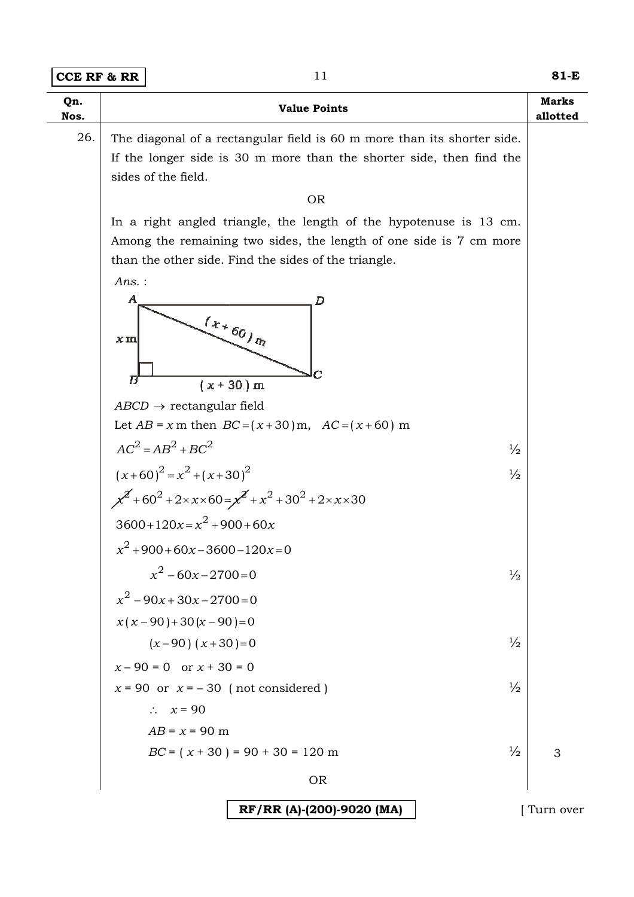| Qn. Nos. | Value Points | | Marks allotted |
|---|---|---|---|
| 26. | The diagonal of a rectangular field is 60 m more than its shorter side. If the longer side is 30 m more than the shorter side, then find the sides of the field. | | |
| | OR | | |
| | In a right angled triangle, the length of the hypotenuse is 13 cm. Among the remaining two sides, the length of one side is 7 cm more than the other side. Find the sides of the triangle. | | |
| | *Ans.* : | | |
| | $ABCD \rightarrow$ rectangular field | | |
| | Let $AB = x$ m then $BC = (x+30)$ m, $AC = (x+60)$ m | | |
| | $AC^2 = AB^2 + BC^2$ | ½ | |
| | $(x+60)^2 = x^2 + (x+30)^2$ | ½ | |
| | $x^2 + 60^2 + 2 \times x \times 60 = x^2 + x^2 + 30^2 + 2 \times x \times 30$ | | |
| | $3600 + 120x = x^2 + 900 + 60x$ | | |
| | $x^2 + 900 + 60x - 3600 - 120x = 0$ | | |
| | $x^2 - 60x - 2700 = 0$ | ½ | |
| | $x^2 - 90x + 30x - 2700 = 0$ | | |
| | $x(x-90) + 30(x-90) = 0$ | | |
| | $(x-90)(x+30) = 0$ | ½ | |
| | $x - 90 = 0$ or $x + 30 = 0$ | | |
| | $x = 90$ or $x = -30$ ( not considered ) | ½ | |
| | $\therefore$ $x = 90$ | | |
| | $AB = x = 90$ m | | |
| | $BC = (x + 30) = 90 + 30 = 120$ m | ½ | 3 |
| | OR | | |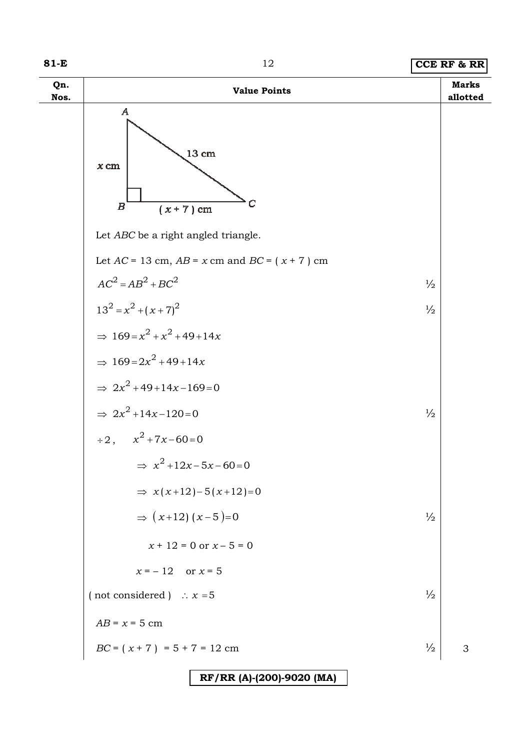| Qn. Nos. | Value Points | | Marks allotted |
|---|---|---|---|
| | Let *ABC* be a right angled triangle. | | |
| | Let *AC* = 13 cm, *AB* = *x* cm and *BC* = ( *x* + 7 ) cm | | |
| | $AC^2 = AB^2 + BC^2$ | ½ | |
| | $13^2 = x^2 + (x+7)^2$ | ½ | |
| | $\Rightarrow\ 169 = x^2 + x^2 + 49 + 14x$ | | |
| | $\Rightarrow\ 169 = 2x^2 + 49 + 14x$ | | |
| | $\Rightarrow\ 2x^2 + 49 + 14x - 169 = 0$ | | |
| | $\Rightarrow\ 2x^2 + 14x - 120 = 0$ | ½ | |
| | $\div 2, \quad x^2 + 7x - 60 = 0$ | | |
| | $\Rightarrow\ x^2 + 12x - 5x - 60 = 0$ | | |
| | $\Rightarrow\ x(x+12) - 5(x+12) = 0$ | | |
| | $\Rightarrow\ (x+12)(x-5) = 0$ | ½ | |
| | $x + 12 = 0$ or $x - 5 = 0$ | | |
| | $x = -12$ or $x = 5$ | | |
| | ( not considered ) $\therefore\ x = 5$ | ½ | |
| | *AB* = *x* = 5 cm | | |
| | *BC* = ( *x* + 7 ) = 5 + 7 = 12 cm | ½ | 3 |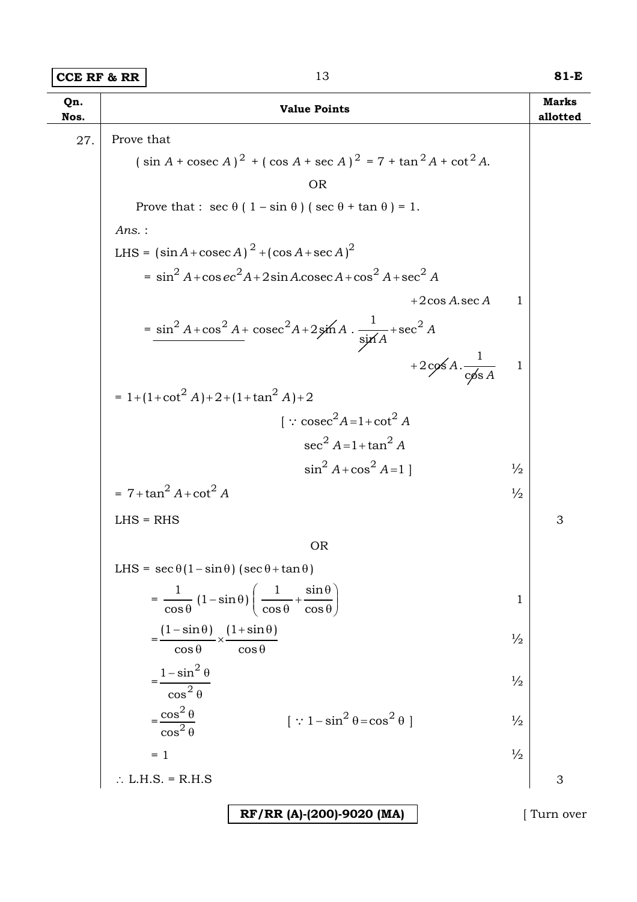| Qn. Nos. | Value Points | Marks allotted |
|---|---|---|
| 27. | Prove that | |
| | $( \sin A + \text{cosec } A )^2 + ( \cos A + \sec A )^2 = 7 + \tan^2 A + \cot^2 A.$ | |
| | OR | |
| | Prove that : $\sec \theta ( 1 - \sin \theta ) ( \sec \theta + \tan \theta ) = 1.$ | |
| | *Ans.* : | |
| | LHS = $(\sin A + \text{cosec } A)^2 + (\cos A + \sec A)^2$ | |
| | $= \sin^2 A + \text{cosec}^2 A + 2 \sin A . \text{cosec } A + \cos^2 A + \sec^2 A + 2 \cos A . \sec A$ &nbsp;&nbsp; 1 | |
| | $= \underline{\sin^2 A + \cos^2 A} + \text{cosec}^2 A + 2 \sin A . \dfrac{1}{\sin A} + \sec^2 A + 2 \cos A . \dfrac{1}{\cos A}$ &nbsp;&nbsp; 1 | |
| | $= 1 + (1 + \cot^2 A) + 2 + (1 + \tan^2 A) + 2$ | |
| | $[ \because \text{cosec}^2 A = 1 + \cot^2 A$, $\sec^2 A = 1 + \tan^2 A$, $\sin^2 A + \cos^2 A = 1 ]$ &nbsp;&nbsp; ½ | |
| | $= 7 + \tan^2 A + \cot^2 A$ &nbsp;&nbsp; ½ | |
| | LHS = RHS | 3 |
| | OR | |
| | LHS = $\sec \theta (1 - \sin \theta) (\sec \theta + \tan \theta)$ | |
| | $= \dfrac{1}{\cos \theta} (1 - \sin \theta) \left( \dfrac{1}{\cos \theta} + \dfrac{\sin \theta}{\cos \theta} \right)$ &nbsp;&nbsp; 1 | |
| | $= \dfrac{(1 - \sin \theta)}{\cos \theta} \times \dfrac{(1 + \sin \theta)}{\cos \theta}$ &nbsp;&nbsp; ½ | |
| | $= \dfrac{1 - \sin^2 \theta}{\cos^2 \theta}$ &nbsp;&nbsp; ½ | |
| | $= \dfrac{\cos^2 \theta}{\cos^2 \theta}$ &nbsp;&nbsp; $[ \because 1 - \sin^2 \theta = \cos^2 \theta ]$ &nbsp;&nbsp; ½ | |
| | $= 1$ &nbsp;&nbsp; ½ | |
| | $\therefore$ L.H.S. = R.H.S | 3 |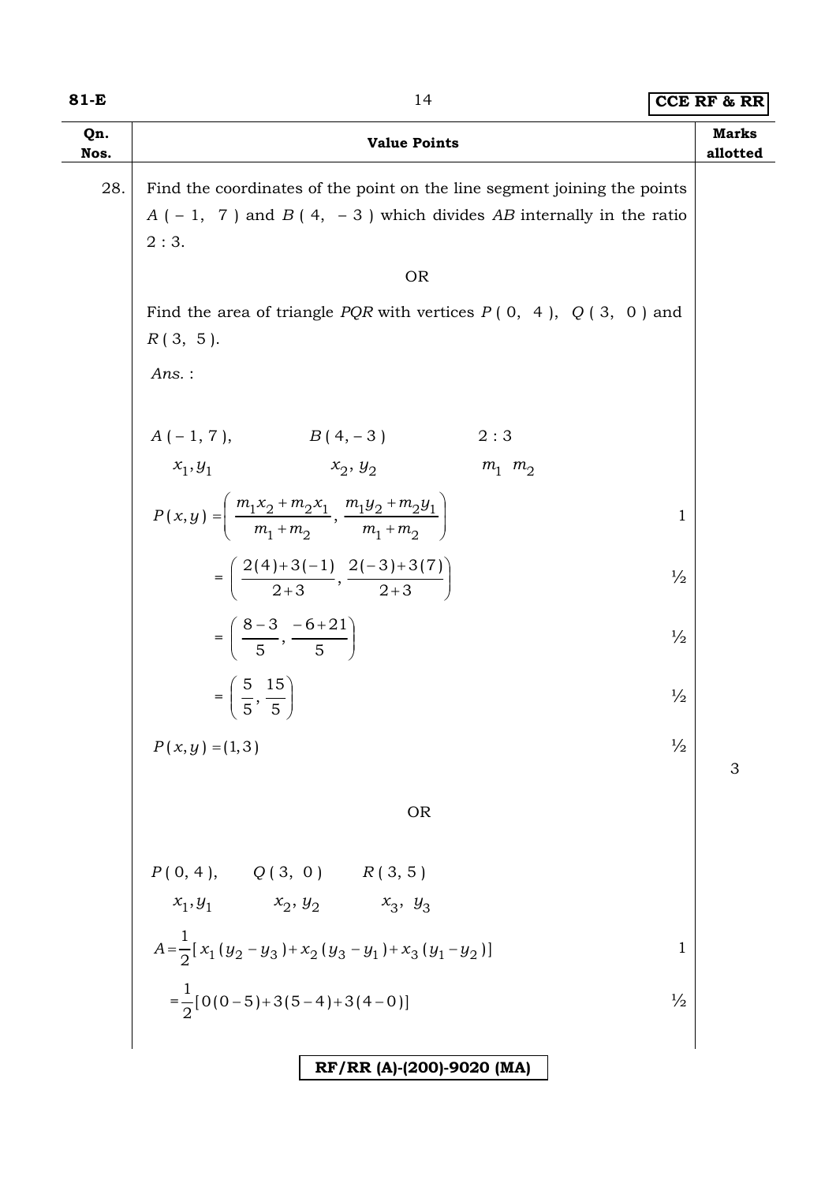| Qn. Nos. | Value Points | Marks allotted |
|---|---|---|
| 28. | Find the coordinates of the point on the line segment joining the points $A(-1, 7)$ and $B(4, -3)$ which divides $AB$ internally in the ratio 2 : 3. | |
| | OR | |
| | Find the area of triangle $PQR$ with vertices $P(0, 4)$, $Q(3, 0)$ and $R(3, 5)$. | |
| | *Ans.* : | |
| | $A(-1, 7)$, $B(4, -3)$, $2:3$ | |
| | $x_1, y_1$ ; $x_2, y_2$ ; $m_1 \; m_2$ | |
| | $P(x, y) = \left( \dfrac{m_1 x_2 + m_2 x_1}{m_1 + m_2}, \dfrac{m_1 y_2 + m_2 y_1}{m_1 + m_2} \right)$ | 1 |
| | $= \left( \dfrac{2(4) + 3(-1)}{2+3}, \dfrac{2(-3) + 3(7)}{2+3} \right)$ | ½ |
| | $= \left( \dfrac{8-3}{5}, \dfrac{-6+21}{5} \right)$ | ½ |
| | $= \left( \dfrac{5}{5}, \dfrac{15}{5} \right)$ | ½ |
| | $P(x, y) = (1, 3)$ | ½ |
| | | 3 |
| | OR | |
| | $P(0, 4)$, $Q(3, 0)$, $R(3, 5)$ | |
| | $x_1, y_1$ ; $x_2, y_2$ ; $x_3, y_3$ | |
| | $A = \dfrac{1}{2}[x_1(y_2 - y_3) + x_2(y_3 - y_1) + x_3(y_1 - y_2)]$ | 1 |
| | $= \dfrac{1}{2}[0(0-5) + 3(5-4) + 3(4-0)]$ | ½ |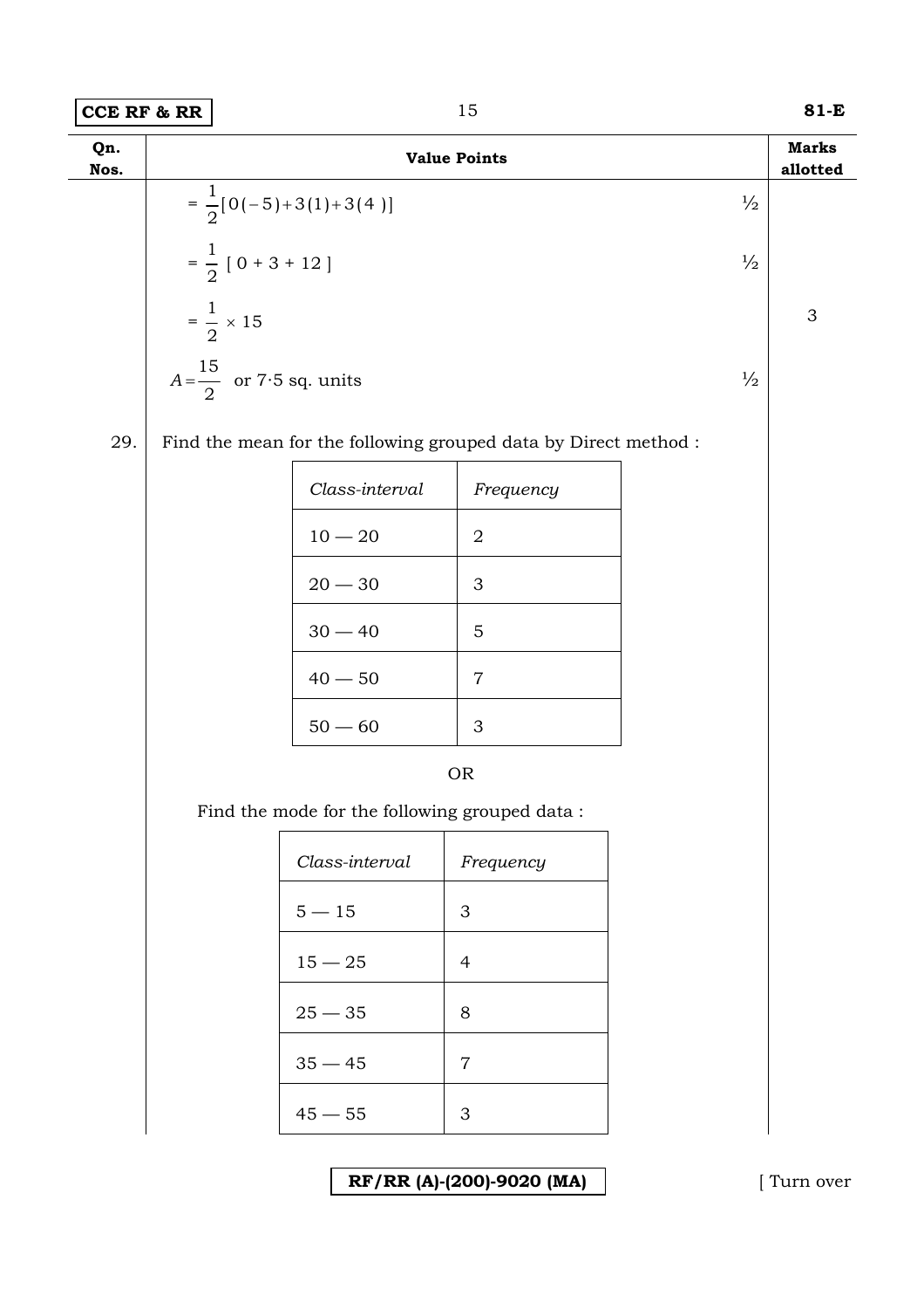| Qn. Nos. | Value Points | | Marks allotted |
|---|---|---|---|
| | $= \frac{1}{2}[0(-5)+3(1)+3(4)]$ | ½ | |
| | $= \frac{1}{2}[0+3+12]$ | ½ | |
| | $= \frac{1}{2} \times 15$ | | 3 |
| | $A = \frac{15}{2}$ or 7·5 sq. units | ½ | |

29. Find the mean for the following grouped data by Direct method :

| *Class-interval* | *Frequency* |
|---|---|
| 10 — 20 | 2 |
| 20 — 30 | 3 |
| 30 — 40 | 5 |
| 40 — 50 | 7 |
| 50 — 60 | 3 |

OR

Find the mode for the following grouped data :

| *Class-interval* | *Frequency* |
|---|---|
| 5 — 15 | 3 |
| 15 — 25 | 4 |
| 25 — 35 | 8 |
| 35 — 45 | 7 |
| 45 — 55 | 3 |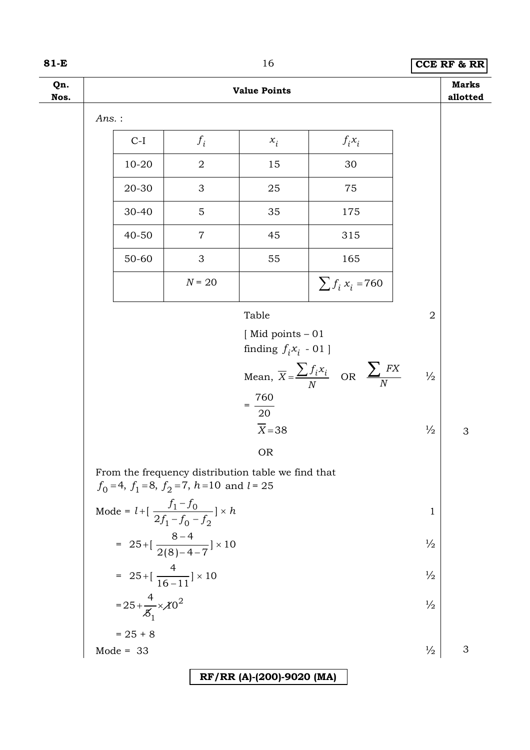| Qn. Nos. | Value Points | Marks allotted |
|---|---|---|

*Ans.* :

| C-I | $f_i$ | $x_i$ | $f_i x_i$ |
|---|---|---|---|
| 10-20 | 2 | 15 | 30 |
| 20-30 | 3 | 25 | 75 |
| 30-40 | 5 | 35 | 175 |
| 40-50 | 7 | 45 | 315 |
| 50-60 | 3 | 55 | 165 |
| | $N = 20$ | | $\sum f_i x_i = 760$ |

Table — 2

[ Mid points – 01
finding $f_i x_i$ - 01 ]

Mean, $\overline{X} = \frac{\sum f_i x_i}{N}$ OR $\frac{\sum FX}{N}$ — ½

$= \frac{760}{20}$

$\overline{X} = 38$ — ½ — 3

OR

From the frequency distribution table we find that $f_0 = 4,\ f_1 = 8,\ f_2 = 7,\ h = 10$ and $l = 25$

Mode $= l + [\frac{f_1 - f_0}{2f_1 - f_0 - f_2}] \times h$ — 1

$= 25 + [\frac{8 - 4}{2(8) - 4 - 7}] \times 10$ — ½

$= 25 + [\frac{4}{16 - 11}] \times 10$ — ½

$= 25 + \frac{4}{\cancel{5}_1} \times \cancel{10}^2$ — ½

$= 25 + 8$

Mode = 33 — ½ — 3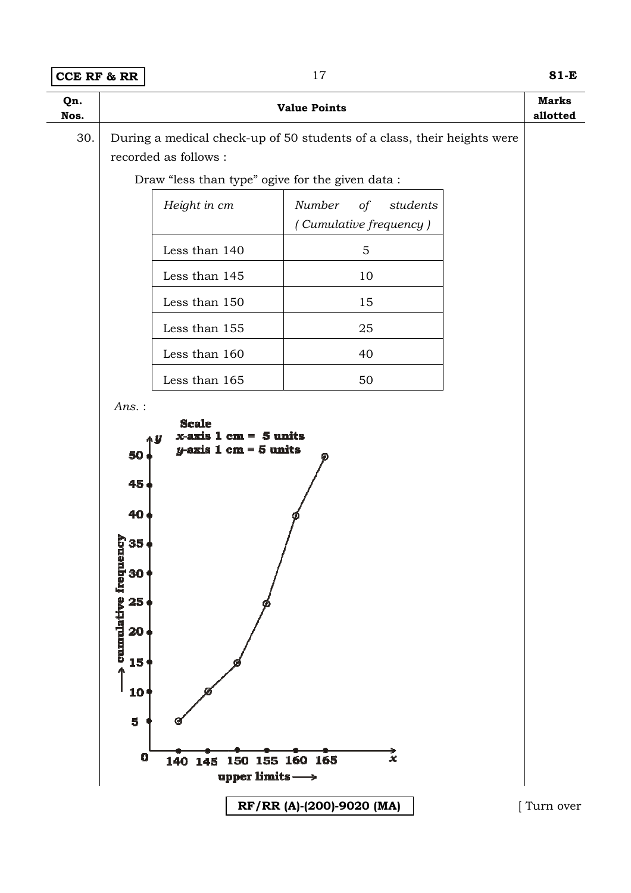| Qn. Nos. | Value Points | Marks allotted |
|---|---|---|
| 30. | During a medical check-up of 50 students of a class, their heights were recorded as follows : | |

Draw "less than type" ogive for the given data :

| *Height in cm* | *Number of students (Cumulative frequency)* |
|---|---|
| Less than 140 | 5 |
| Less than 145 | 10 |
| Less than 150 | 15 |
| Less than 155 | 25 |
| Less than 160 | 40 |
| Less than 165 | 50 |

*Ans.* :

**Scale**
**$x$-axis 1 cm = 5 units**
**$y$-axis 1 cm = 5 units**

$y$-axis: cumulative frequency (0, 5, 10, 15, 20, 25, 30, 35, 40, 45, 50)

$x$-axis: upper limits (140, 145, 150, 155, 160, 165)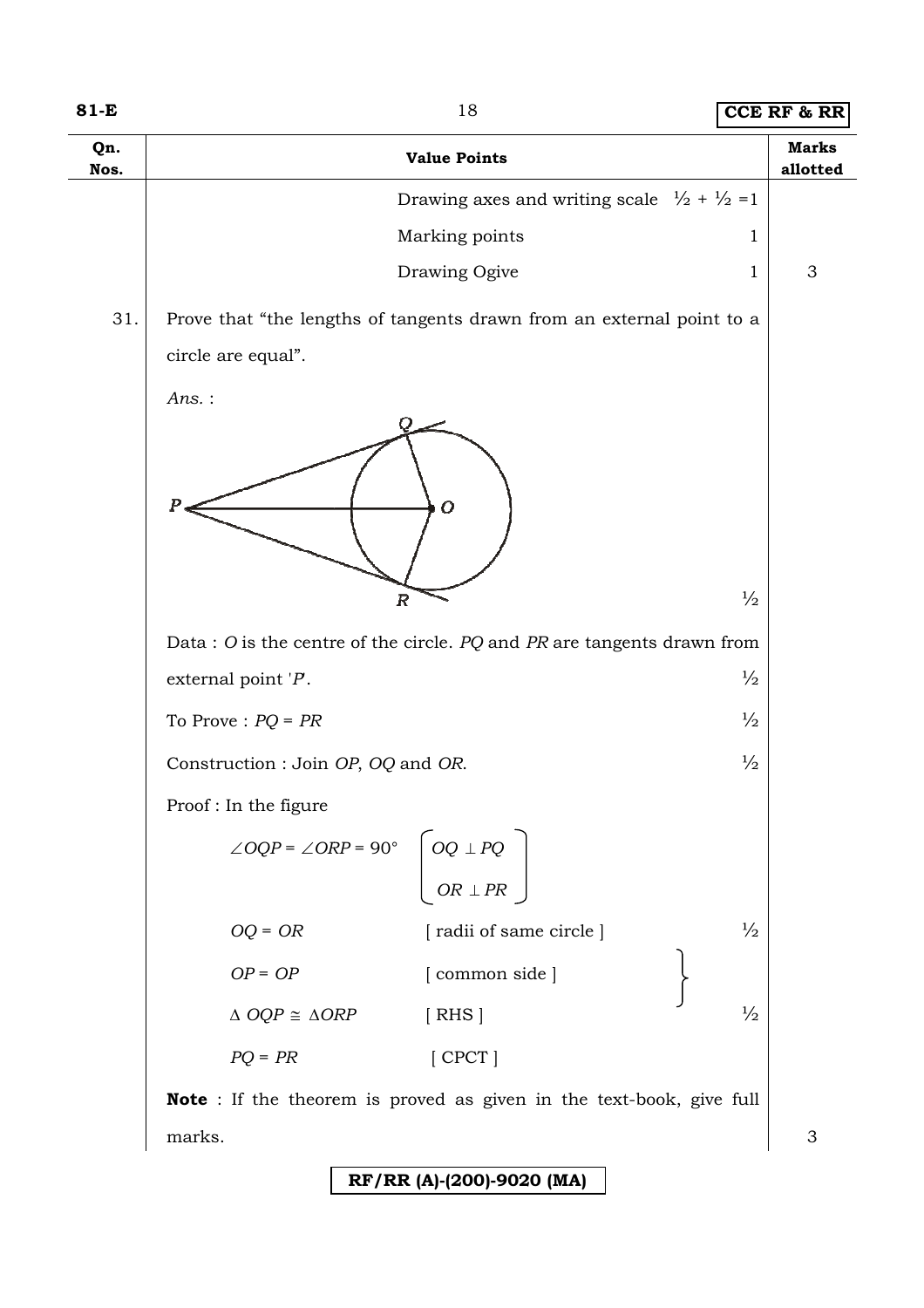| Qn. Nos. | Value Points | Marks allotted |
|---|---|---|
| | Drawing axes and writing scale $\frac{1}{2} + \frac{1}{2} = 1$ | |
| | Marking points 1 | |
| | Drawing Ogive 1 | 3 |

31. Prove that "the lengths of tangents drawn from an external point to a circle are equal".

*Ans.* :

$\frac{1}{2}$

Data : $O$ is the centre of the circle. $PQ$ and $PR$ are tangents drawn from external point '$P$'. $\frac{1}{2}$

To Prove : $PQ = PR$ $\frac{1}{2}$

Construction : Join $OP$, $OQ$ and $OR$. $\frac{1}{2}$

Proof : In the figure

$\angle OQP = \angle ORP = 90°$ $\begin{bmatrix} OQ \perp PQ \\ OR \perp PR \end{bmatrix}$

$OQ = OR$ [ radii of same circle ] $\frac{1}{2}$

$OP = OP$ [ common side ]

$\Delta\, OQP \cong \Delta ORP$ [ RHS ] $\frac{1}{2}$

$PQ = PR$ [ CPCT ]

**Note** : If the theorem is proved as given in the text-book, give full marks. 3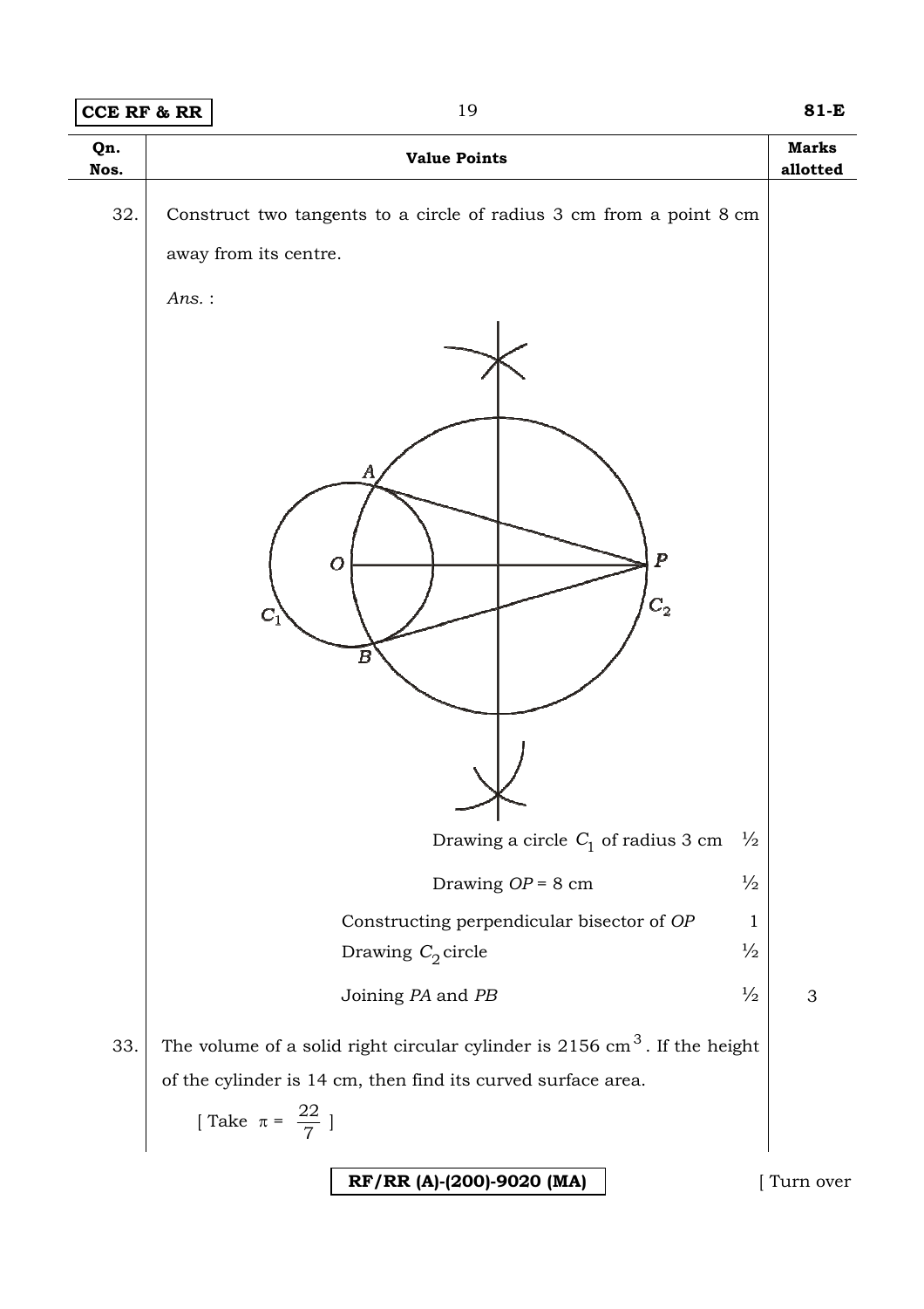| Qn. Nos. | Value Points | Marks allotted |
|---|---|---|
| 32. | Construct two tangents to a circle of radius 3 cm from a point 8 cm away from its centre. | |
| | *Ans.* : | |
| | Drawing a circle $C_1$ of radius 3 cm — ½ | |
| | Drawing $OP$ = 8 cm — ½ | |
| | Constructing perpendicular bisector of $OP$ — 1 | |
| | Drawing $C_2$ circle — ½ | |
| | Joining $PA$ and $PB$ — ½ | 3 |
| 33. | The volume of a solid right circular cylinder is 2156 $cm^3$. If the height of the cylinder is 14 cm, then find its curved surface area. [ Take $\pi = \frac{22}{7}$ ] | |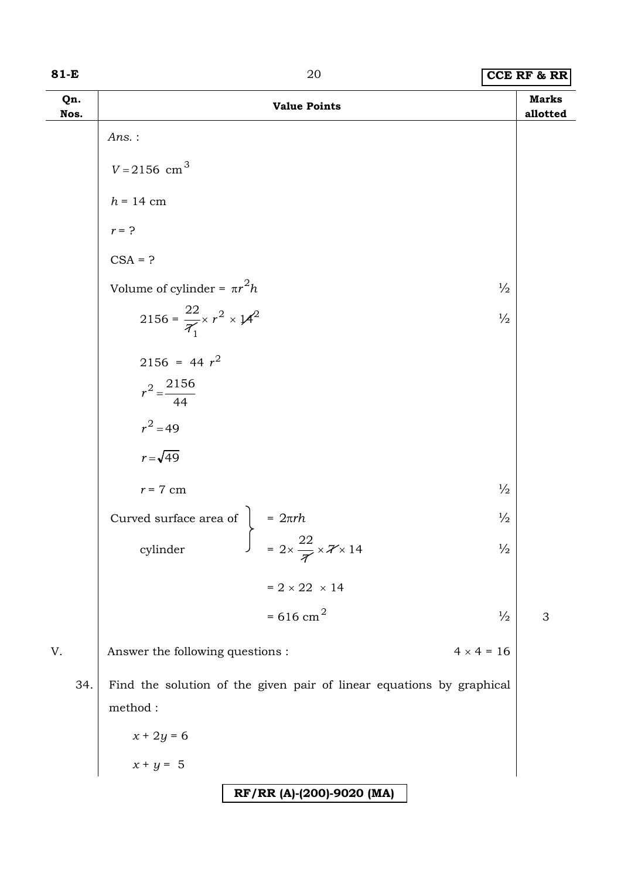| Qn. Nos. | Value Points | Marks allotted |
|---|---|---|
| | *Ans.* : | |
| | $V = 2156 \text{ cm}^3$ | |
| | $h$ = 14 cm | |
| | $r$ = ? | |
| | CSA = ? | |
| | Volume of cylinder = $\pi r^2 h$ ½ | |
| | $2156 = \frac{22}{\cancel{7}_1} \times r^2 \times \cancel{14}^2$ ½ | |
| | $2156 = 44\ r^2$ | |
| | $r^2 = \frac{2156}{44}$ | |
| | $r^2 = 49$ | |
| | $r = \sqrt{49}$ | |
| | $r$ = 7 cm ½ | |
| | Curved surface area of cylinder $= 2\pi rh$ ½ | |
| | $= 2 \times \frac{22}{\cancel{7}} \times \cancel{7} \times 14$ ½ | |
| | $= 2 \times 22 \times 14$ | |
| | $= 616 \text{ cm}^2$ ½ | 3 |
| V. | Answer the following questions : $4 \times 4 = 16$ | |
| 34. | Find the solution of the given pair of linear equations by graphical method : | |
| | $x + 2y = 6$ | |
| | $x + y = 5$ | |

RF/RR (A)-(200)-9020 (MA)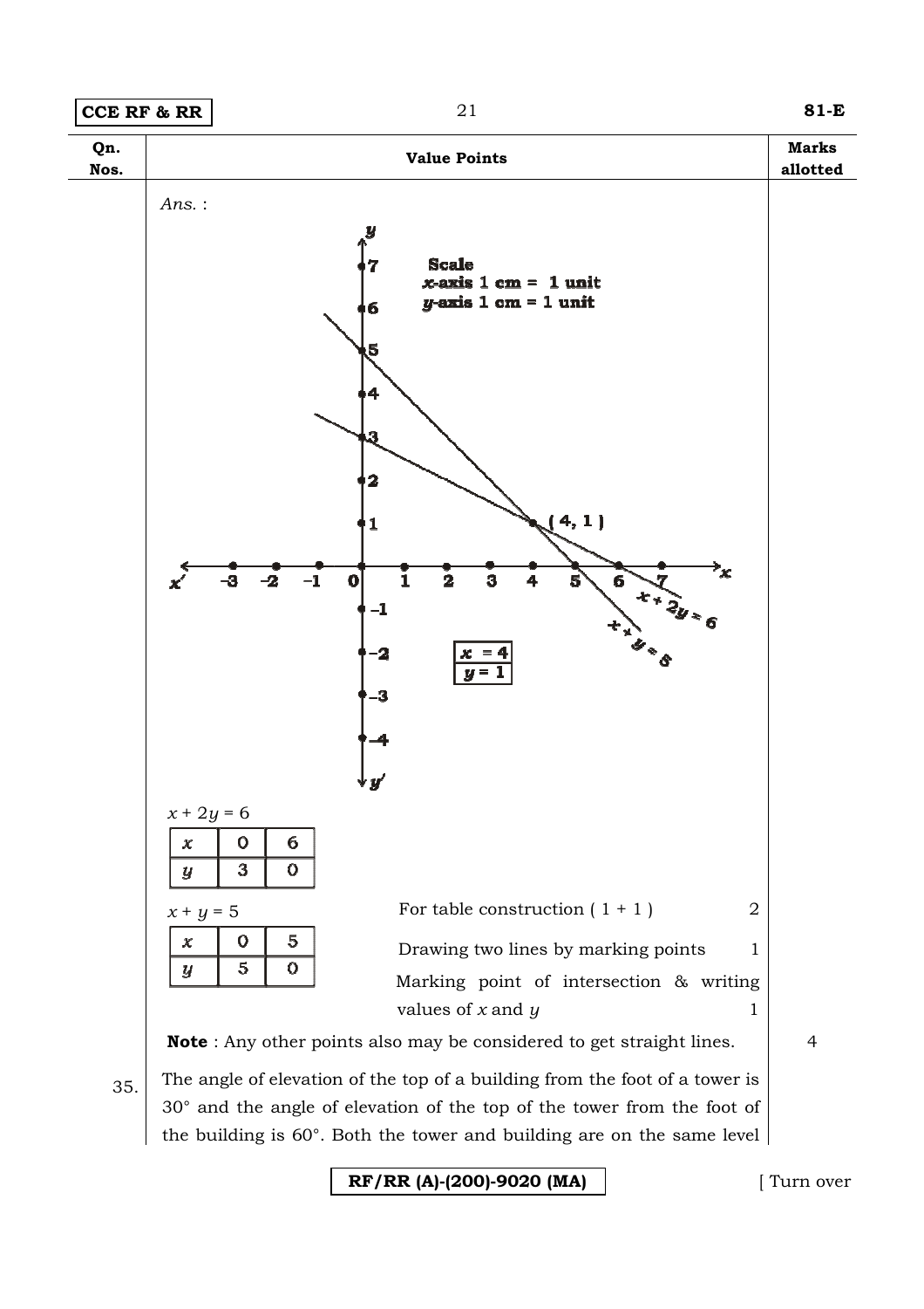| Qn. Nos. | Value Points | Marks allotted |
|---|---|---|

*Ans.* :

Scale
$x$-axis 1 cm = 1 unit
$y$-axis 1 cm = 1 unit

| $x = 4$ |
|---|
| $y = 1$ |

$x + 2y = 6$

| $x$ | 0 | 6 |
|---|---|---|
| $y$ | 3 | 0 |

$x + y = 5$

| $x$ | 0 | 5 |
|---|---|---|
| $y$ | 5 | 0 |

For table construction ( 1 + 1 ) — 2

Drawing two lines by marking points — 1

Marking point of intersection & writing values of $x$ and $y$ — 1

**Note** : Any other points also may be considered to get straight lines. — 4

35. The angle of elevation of the top of a building from the foot of a tower is 30° and the angle of elevation of the top of the tower from the foot of the building is 60°. Both the tower and building are on the same level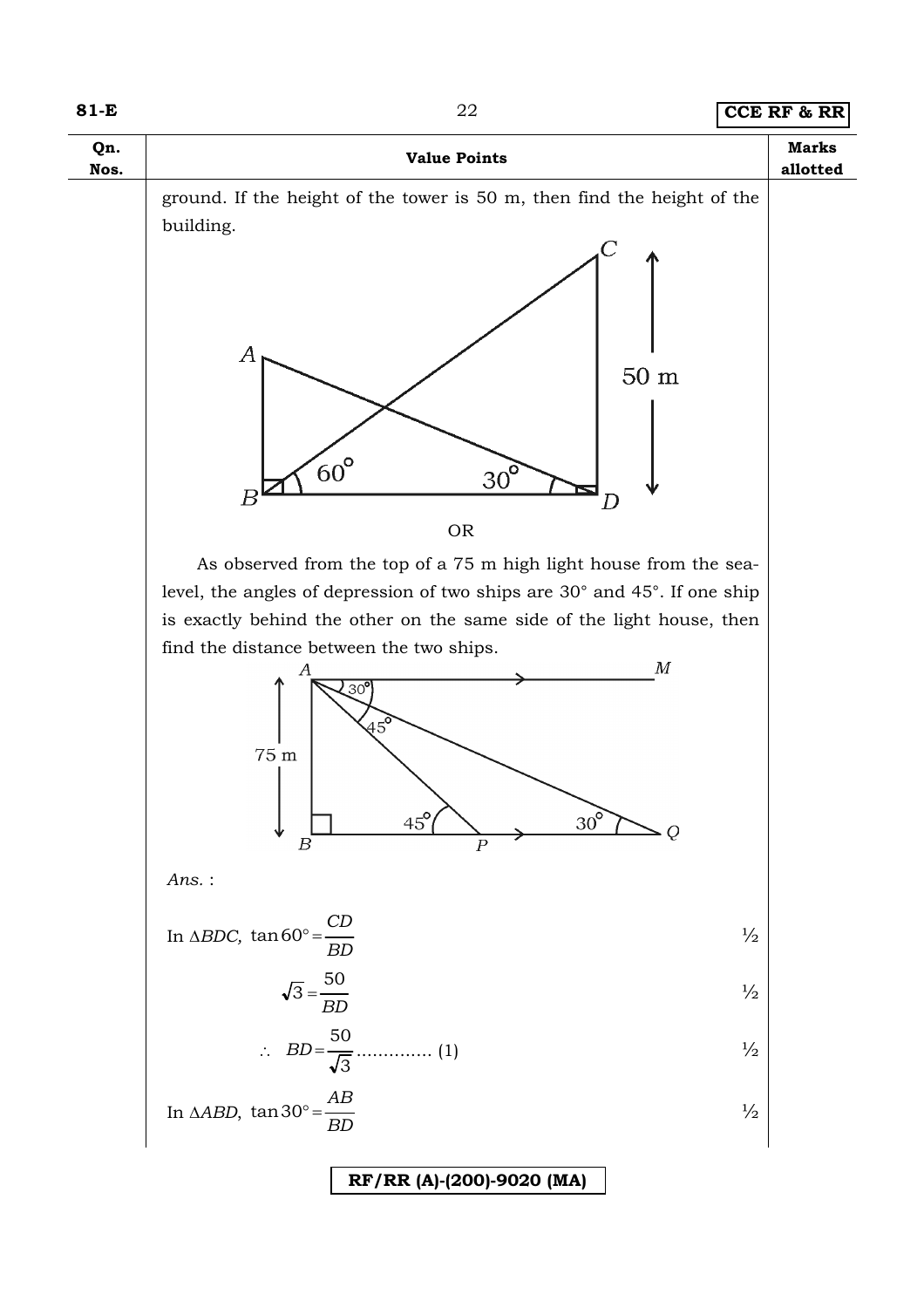| Qn. Nos. | Value Points | Marks allotted |
|---|---|---|
| | ground. If the height of the tower is 50 m, then find the height of the building. | |
| | OR | |
| | As observed from the top of a 75 m high light house from the sea-level, the angles of depression of two ships are 30° and 45°. If one ship is exactly behind the other on the same side of the light house, then find the distance between the two ships. | |
| | *Ans.* : | |
| | In $\Delta BDC$, $\tan 60° = \frac{CD}{BD}$ | ½ |
| | $\sqrt{3} = \frac{50}{BD}$ | ½ |
| | $\therefore \; BD = \frac{50}{\sqrt{3}}$ ............. (1) | ½ |
| | In $\Delta ABD$, $\tan 30° = \frac{AB}{BD}$ | ½ |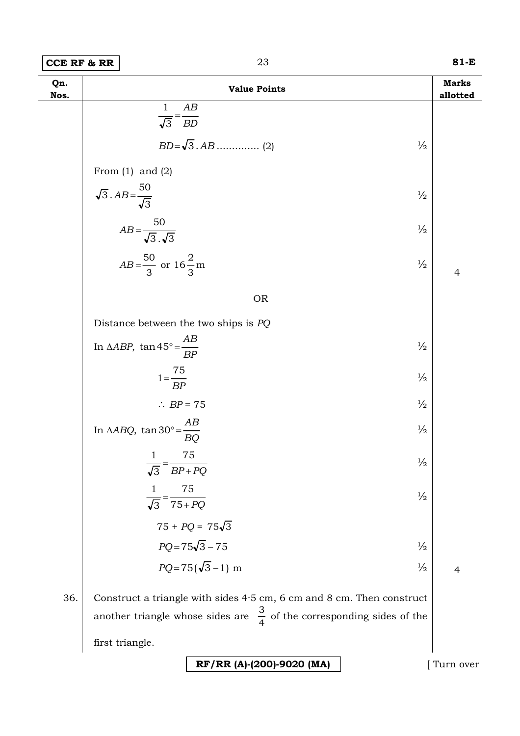| Qn. Nos. | Value Points | Marks allotted |
|---|---|---|
| | $\frac{1}{\sqrt{3}} = \frac{AB}{BD}$ | |
| | $BD = \sqrt{3} \cdot AB$ .............. (2) ½ | |
| | From (1) and (2) | |
| | $\sqrt{3} \cdot AB = \frac{50}{\sqrt{3}}$ ½ | |
| | $AB = \frac{50}{\sqrt{3} \cdot \sqrt{3}}$ ½ | |
| | $AB = \frac{50}{3}$ or $16\frac{2}{3}$ m ½ | 4 |
| | OR | |
| | Distance between the two ships is $PQ$ | |
| | In $\Delta ABP$, $\tan 45° = \frac{AB}{BP}$ ½ | |
| | $1 = \frac{75}{BP}$ ½ | |
| | $\therefore BP = 75$ ½ | |
| | In $\Delta ABQ$, $\tan 30° = \frac{AB}{BQ}$ ½ | |
| | $\frac{1}{\sqrt{3}} = \frac{75}{BP + PQ}$ ½ | |
| | $\frac{1}{\sqrt{3}} = \frac{75}{75 + PQ}$ ½ | |
| | $75 + PQ = 75\sqrt{3}$ | |
| | $PQ = 75\sqrt{3} - 75$ ½ | |
| | $PQ = 75(\sqrt{3} - 1)$ m ½ | 4 |
| 36. | Construct a triangle with sides 4·5 cm, 6 cm and 8 cm. Then construct another triangle whose sides are $\frac{3}{4}$ of the corresponding sides of the first triangle. | |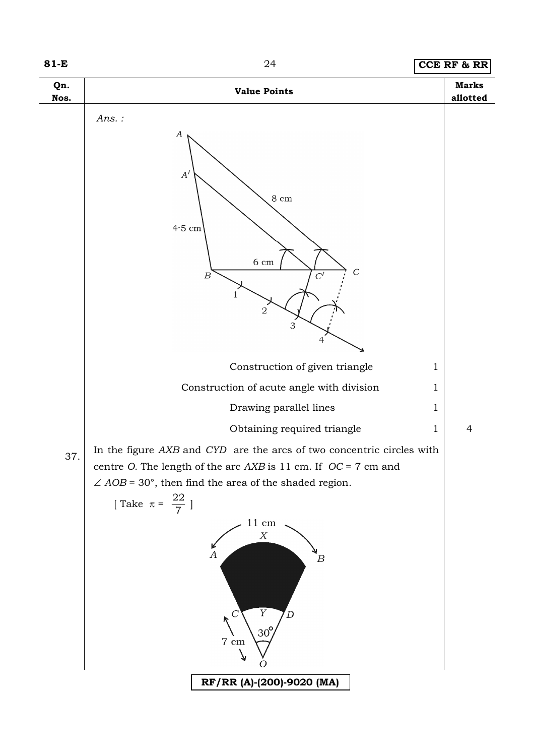| Qn. Nos. | Value Points | Marks allotted |
|---|---|---|
| | *Ans. :* | |
| | Construction of given triangle — 1 | |
| | Construction of acute angle with division — 1 | |
| | Drawing parallel lines — 1 | |
| | Obtaining required triangle — 1 | 4 |
| 37. | In the figure *AXB* and *CYD* are the arcs of two concentric circles with centre *O*. The length of the arc *AXB* is 11 cm. If $OC = 7$ cm and $\angle AOB = 30°$, then find the area of the shaded region. [ Take $\pi = \frac{22}{7}$ ] | |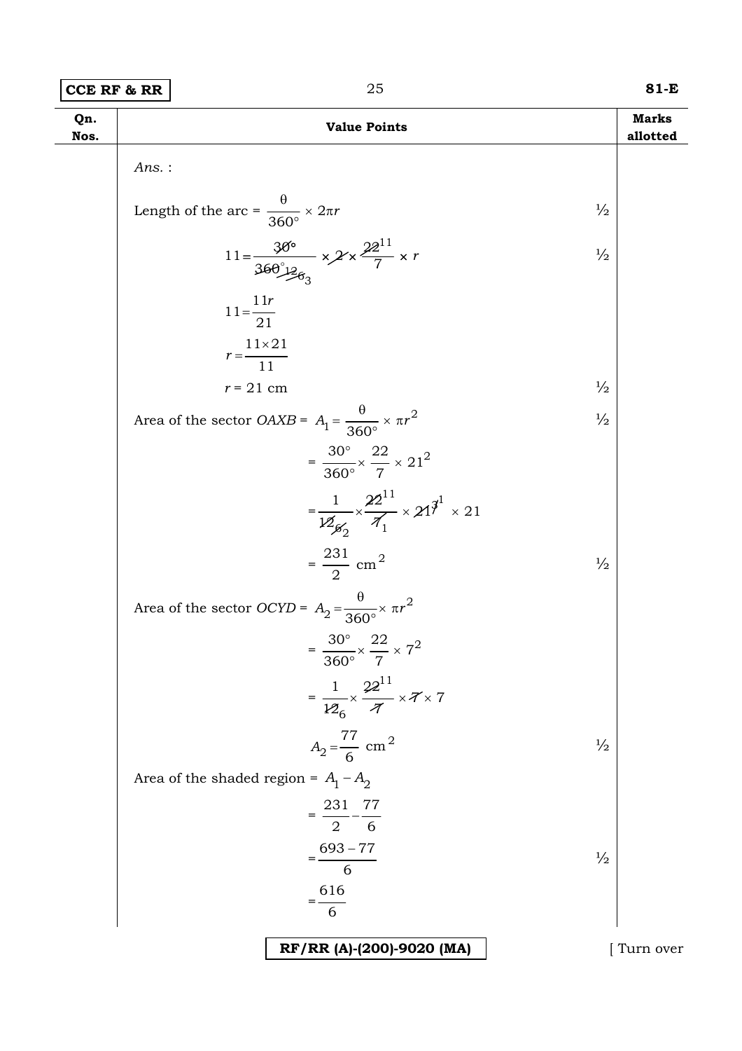| Qn. Nos. | Value Points | Marks allotted |
|---|---|---|
| | *Ans.* : | |
| | Length of the arc = $\frac{\theta}{360^\circ} \times 2\pi r$ | ½ |
| | $11 = \frac{30^\circ}{360^\circ} \times 2 \times \frac{22}{7} \times r$ | ½ |
| | $11 = \frac{11r}{21}$ | |
| | $r = \frac{11 \times 21}{11}$ | |
| | $r = 21$ cm | ½ |
| | Area of the sector *OAXB* = $A_1 = \frac{\theta}{360^\circ} \times \pi r^2$ | ½ |
| | $= \frac{30^\circ}{360^\circ} \times \frac{22}{7} \times 21^2$ | |
| | $= \frac{1}{12} \times \frac{22}{7} \times 21 \times 21$ | |
| | $= \frac{231}{2}$ cm$^2$ | ½ |
| | Area of the sector *OCYD* = $A_2 = \frac{\theta}{360^\circ} \times \pi r^2$ | |
| | $= \frac{30^\circ}{360^\circ} \times \frac{22}{7} \times 7^2$ | |
| | $= \frac{1}{12} \times \frac{22}{7} \times 7 \times 7$ | |
| | $A_2 = \frac{77}{6}$ cm$^2$ | ½ |
| | Area of the shaded region = $A_1 - A_2$ | |
| | $= \frac{231}{2} - \frac{77}{6}$ | |
| | $= \frac{693 - 77}{6}$ | ½ |
| | $= \frac{616}{6}$ | |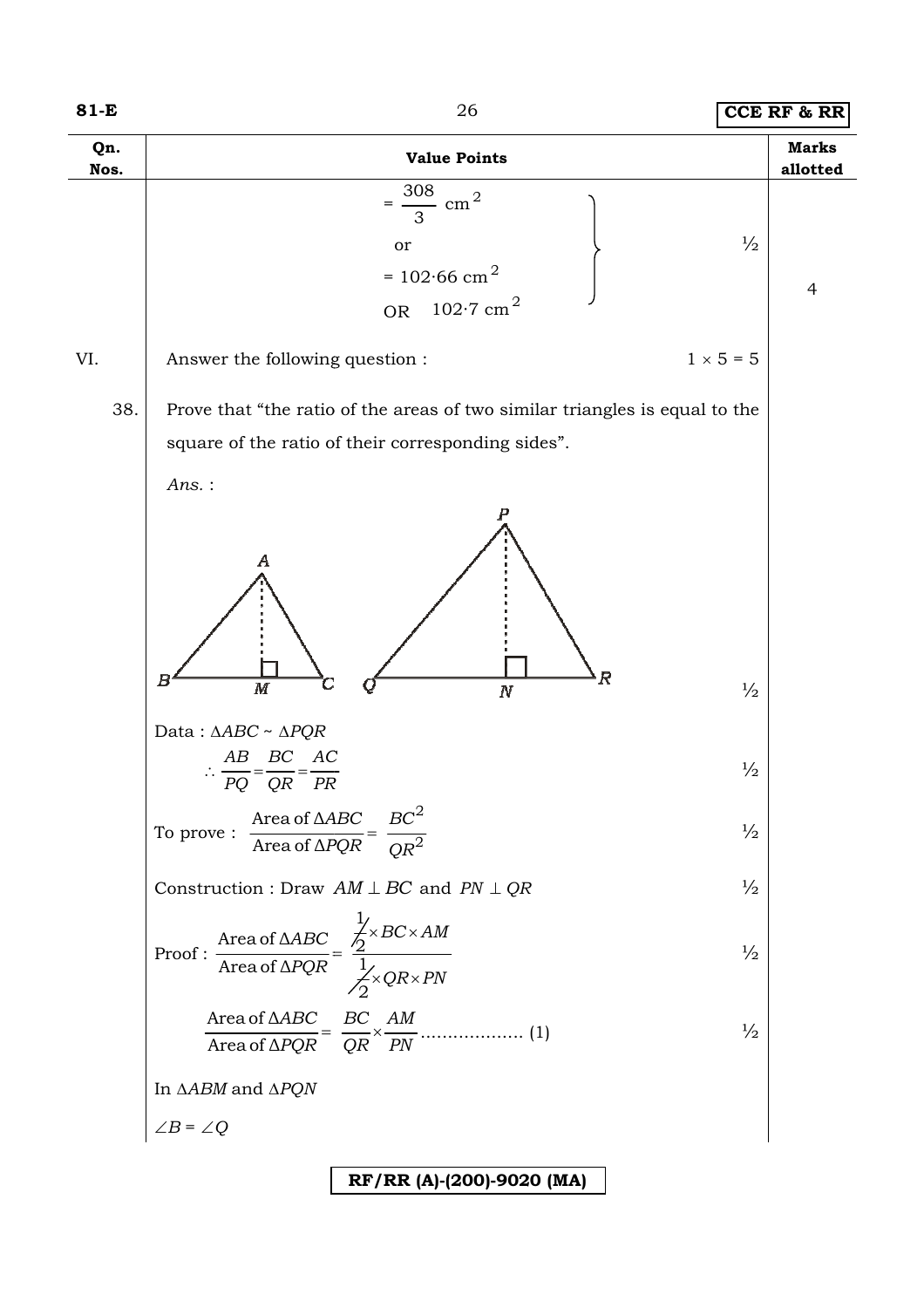| Qn. Nos. | Value Points | Marks allotted |
|---|---|---|
| | $= \frac{308}{3}$ cm$^2$ or $= 102{\cdot}66$ cm$^2$ OR $102{\cdot}7$ cm$^2$ &nbsp;&nbsp;&nbsp; ½ | 4 |
| VI. | Answer the following question : &nbsp;&nbsp;&nbsp; $1 \times 5 = 5$ | |
| 38. | Prove that "the ratio of the areas of two similar triangles is equal to the square of the ratio of their corresponding sides". | |

*Ans.* :

(Figure: $\Delta ABC$ with $AM \perp BC$, and $\Delta PQR$ with $PN \perp QR$) ½

Data : $\Delta ABC \sim \Delta PQR$

$$\therefore \frac{AB}{PQ} = \frac{BC}{QR} = \frac{AC}{PR}$$ ½

To prove : $\dfrac{\text{Area of } \Delta ABC}{\text{Area of } \Delta PQR} = \dfrac{BC^2}{QR^2}$ ½

Construction : Draw $AM \perp BC$ and $PN \perp QR$ ½

Proof : $\dfrac{\text{Area of } \Delta ABC}{\text{Area of } \Delta PQR} = \dfrac{\frac{1}{2} \times BC \times AM}{\frac{1}{2} \times QR \times PN}$ ½

$\dfrac{\text{Area of } \Delta ABC}{\text{Area of } \Delta PQR} = \dfrac{BC}{QR} \times \dfrac{AM}{PN}$ .................. (1) ½

In $\Delta ABM$ and $\Delta PQN$

$\angle B = \angle Q$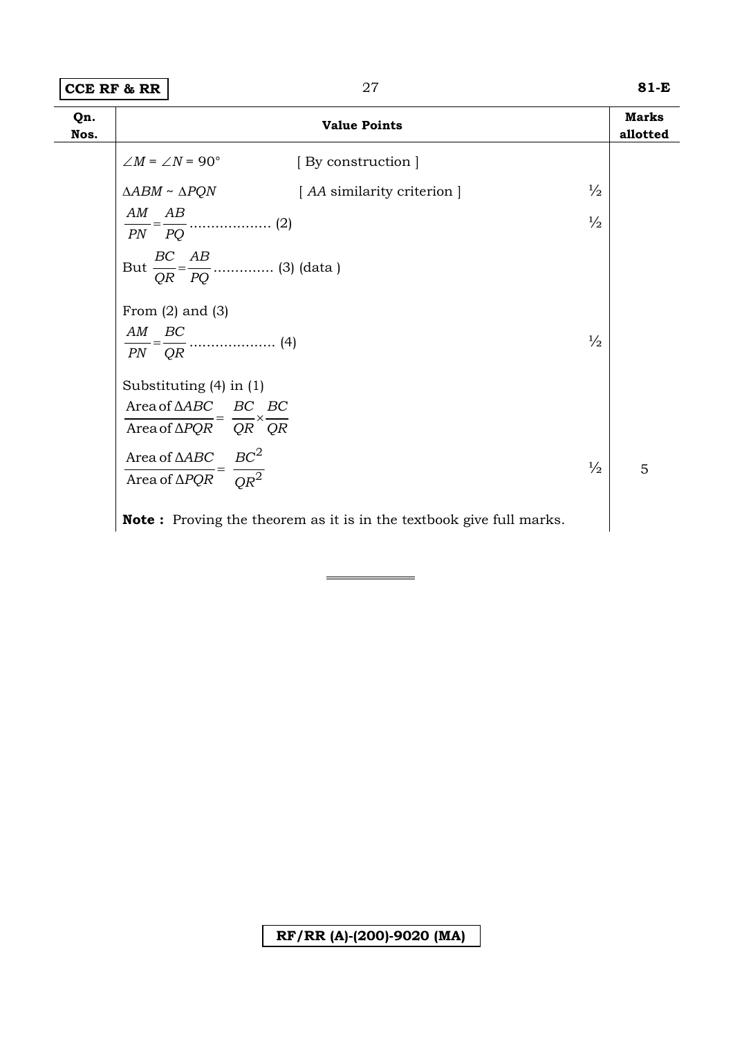| Qn. Nos. | Value Points | | Marks allotted |
|---|---|---|---|
| | $\angle M = \angle N = 90°$ [ By construction ] | | |
| | $\Delta ABM \sim \Delta PQN$ [ *AA* similarity criterion ] | ½ | |
| | $\frac{AM}{PN} = \frac{AB}{PQ}$ .................. (2) | ½ | |
| | But $\frac{BC}{QR} = \frac{AB}{PQ}$ ............. (3) (data ) | | |
| | From (2) and (3) $\frac{AM}{PN} = \frac{BC}{QR}$ .................... (4) | ½ | |
| | Substituting (4) in (1) $\frac{\text{Area of } \Delta ABC}{\text{Area of } \Delta PQR} = \frac{BC}{QR} \times \frac{BC}{QR}$ | | |
| | $\frac{\text{Area of } \Delta ABC}{\text{Area of } \Delta PQR} = \frac{BC^2}{QR^2}$ | ½ | 5 |
| | **Note :** Proving the theorem as it is in the textbook give full marks. | | |

RF/RR (A)-(200)-9020 (MA)